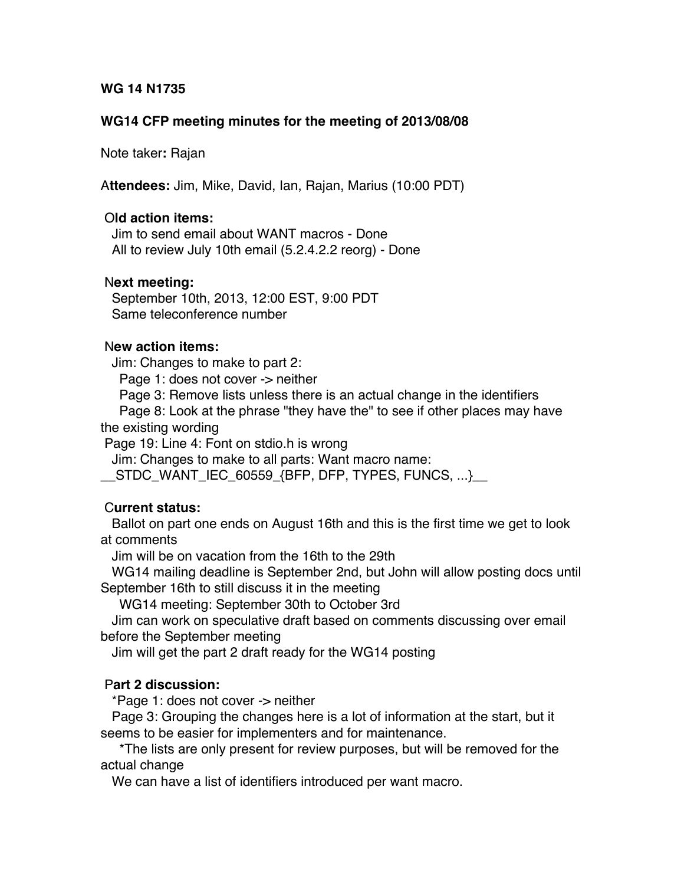**WG 14 N1735**

**WG14 CFP meeting minutes for the meeting of 2013/08/08**

Note taker**:** Rajan

**Attendees:** Jim, Mike, David, Ian, Rajan, Marius (10:00 PDT)

**Old action items:**

Jim to send email about WANT macros - Done
All to review July 10th email (5.2.4.2.2 reorg) - Done

**Next meeting:**

September 10th, 2013, 12:00 EST, 9:00 PDT
Same teleconference number

**New action items:**

Jim: Changes to make to part 2:
Page 1: does not cover -> neither
Page 3: Remove lists unless there is an actual change in the identifiers
Page 8: Look at the phrase "they have the" to see if other places may have the existing wording
Page 19: Line 4: Font on stdio.h is wrong
Jim: Changes to make to all parts: Want macro name:
__STDC_WANT_IEC_60559_{BFP, DFP, TYPES, FUNCS, ...}__

**Current status:**

Ballot on part one ends on August 16th and this is the first time we get to look at comments
Jim will be on vacation from the 16th to the 29th
WG14 mailing deadline is September 2nd, but John will allow posting docs until September 16th to still discuss it in the meeting
WG14 meeting: September 30th to October 3rd
Jim can work on speculative draft based on comments discussing over email before the September meeting
Jim will get the part 2 draft ready for the WG14 posting

**Part 2 discussion:**

*Page 1: does not cover -> neither
Page 3: Grouping the changes here is a lot of information at the start, but it seems to be easier for implementers and for maintenance.
*The lists are only present for review purposes, but will be removed for the actual change
We can have a list of identifiers introduced per want macro.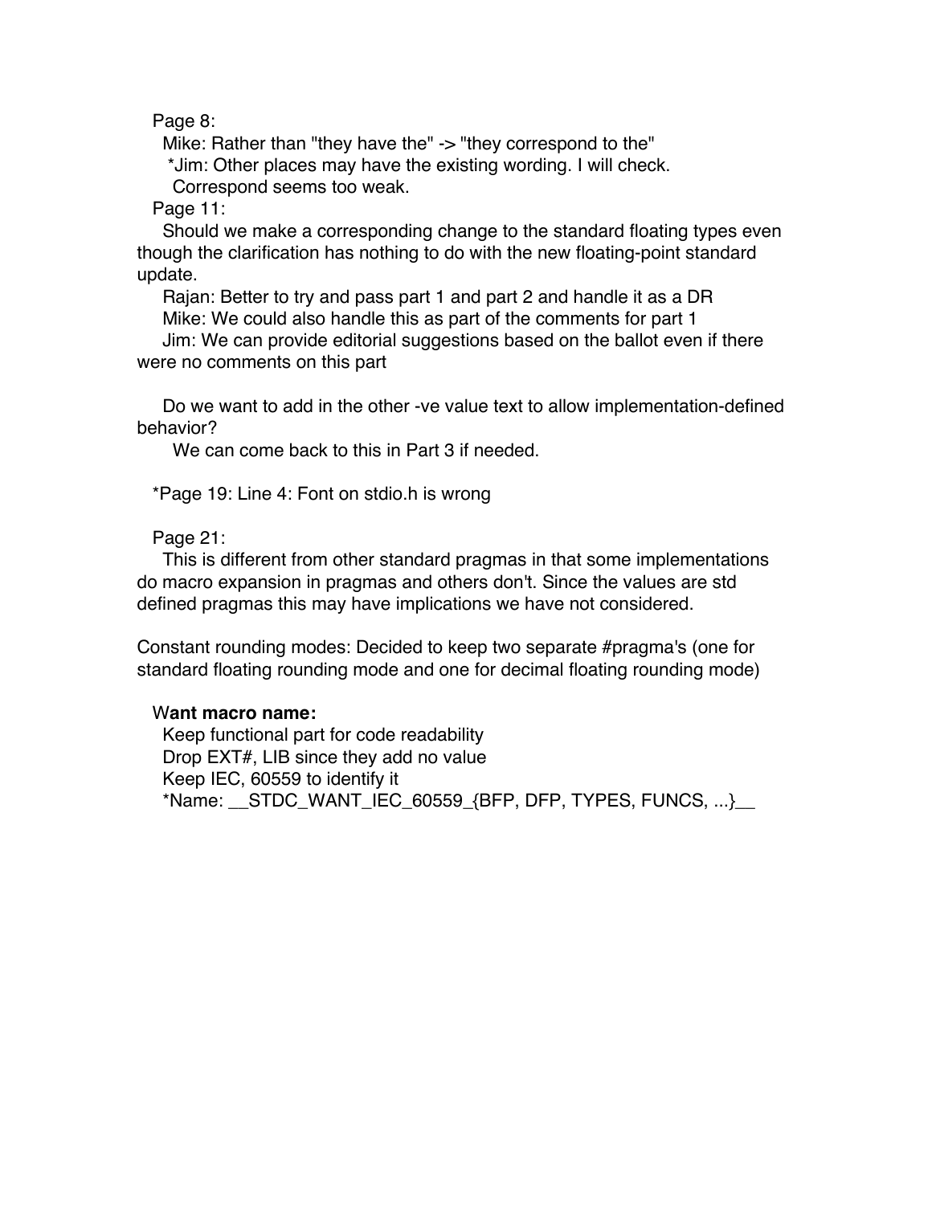Page 8:

Mike: Rather than "they have the" -> "they correspond to the"

*Jim: Other places may have the existing wording. I will check. Correspond seems too weak.

Page 11:

Should we make a corresponding change to the standard floating types even though the clarification has nothing to do with the new floating-point standard update.

Rajan: Better to try and pass part 1 and part 2 and handle it as a DR

Mike: We could also handle this as part of the comments for part 1

Jim: We can provide editorial suggestions based on the ballot even if there were no comments on this part

Do we want to add in the other -ve value text to allow implementation-defined behavior?

We can come back to this in Part 3 if needed.

*Page 19: Line 4: Font on stdio.h is wrong

Page 21:

This is different from other standard pragmas in that some implementations do macro expansion in pragmas and others don't. Since the values are std defined pragmas this may have implications we have not considered.

Constant rounding modes: Decided to keep two separate #pragma's (one for standard floating rounding mode and one for decimal floating rounding mode)

W**ant macro name:**

Keep functional part for code readability

Drop EXT#, LIB since they add no value

Keep IEC, 60559 to identify it

*Name: __STDC_WANT_IEC_60559_{BFP, DFP, TYPES, FUNCS, ...}__